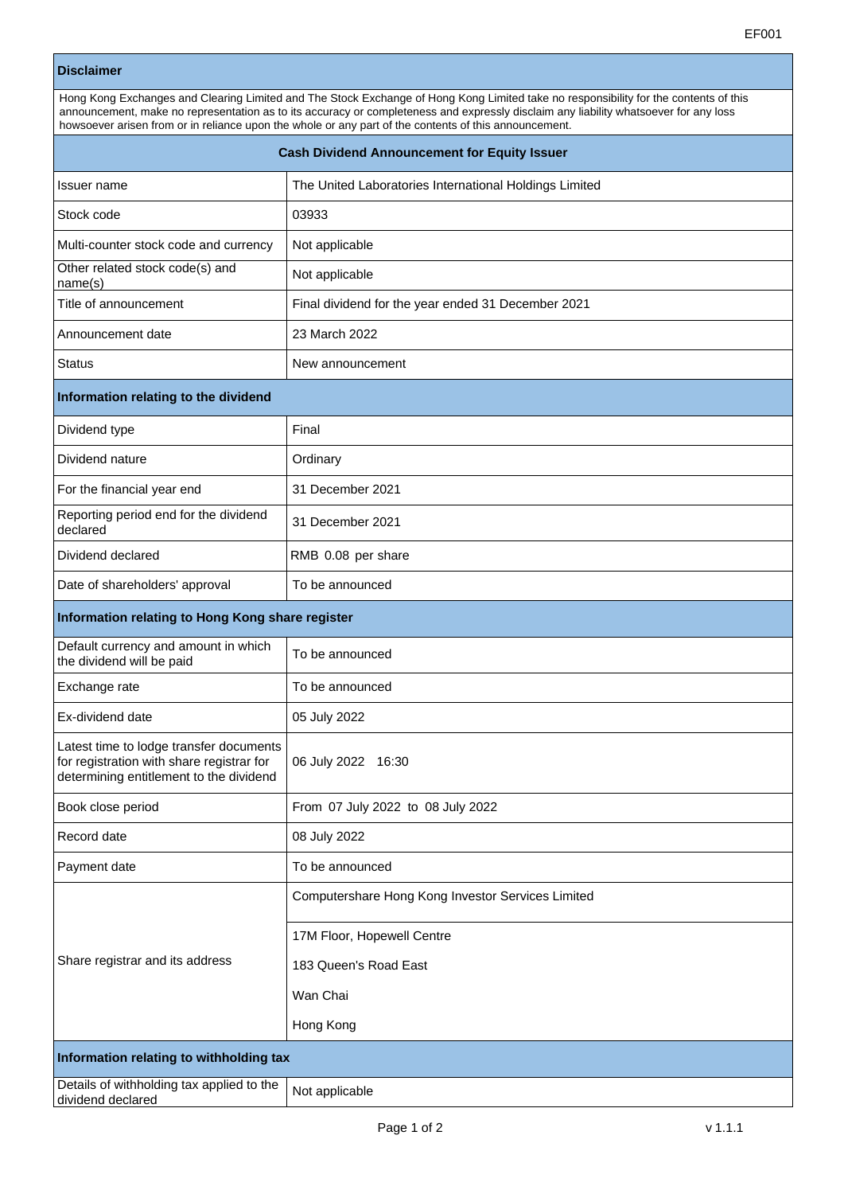EF001

| Disclaimer | |
|---|---|
| Hong Kong Exchanges and Clearing Limited and The Stock Exchange of Hong Kong Limited take no responsibility for the contents of this announcement, make no representation as to its accuracy or completeness and expressly disclaim any liability whatsoever for any loss howsoever arisen from or in reliance upon the whole or any part of the contents of this announcement. | |
| **Cash Dividend Announcement for Equity Issuer** | |
| Issuer name | The United Laboratories International Holdings Limited |
| Stock code | 03933 |
| Multi-counter stock code and currency | Not applicable |
| Other related stock code(s) and name(s) | Not applicable |
| Title of announcement | Final dividend for the year ended 31 December 2021 |
| Announcement date | 23 March 2022 |
| Status | New announcement |
| **Information relating to the dividend** | |
| Dividend type | Final |
| Dividend nature | Ordinary |
| For the financial year end | 31 December 2021 |
| Reporting period end for the dividend declared | 31 December 2021 |
| Dividend declared | RMB 0.08 per share |
| Date of shareholders' approval | To be announced |
| **Information relating to Hong Kong share register** | |
| Default currency and amount in which the dividend will be paid | To be announced |
| Exchange rate | To be announced |
| Ex-dividend date | 05 July 2022 |
| Latest time to lodge transfer documents for registration with share registrar for determining entitlement to the dividend | 06 July 2022 16:30 |
| Book close period | From 07 July 2022 to 08 July 2022 |
| Record date | 08 July 2022 |
| Payment date | To be announced |
| Share registrar and its address | Computershare Hong Kong Investor Services Limited<br>17M Floor, Hopewell Centre<br>183 Queen's Road East<br>Wan Chai<br>Hong Kong |
| **Information relating to withholding tax** | |
| Details of withholding tax applied to the dividend declared | Not applicable |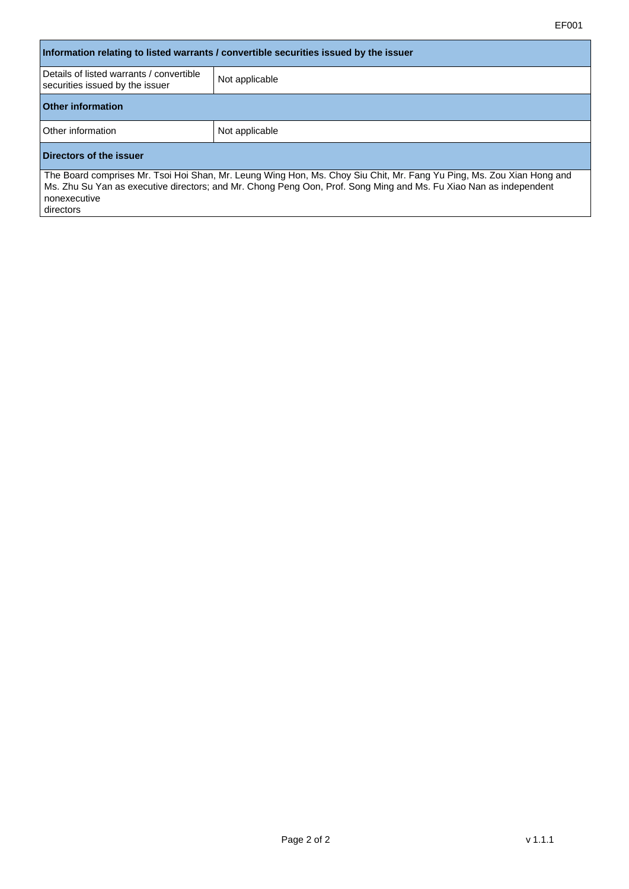| Information relating to listed warrants / convertible securities issued by the issuer | |
|---|---|
| Details of listed warrants / convertible securities issued by the issuer | Not applicable |
| **Other information** | |
| Other information | Not applicable |

**Directors of the issuer**

The Board comprises Mr. Tsoi Hoi Shan, Mr. Leung Wing Hon, Ms. Choy Siu Chit, Mr. Fang Yu Ping, Ms. Zou Xian Hong and Ms. Zhu Su Yan as executive directors; and Mr. Chong Peng Oon, Prof. Song Ming and Ms. Fu Xiao Nan as independent nonexecutive directors